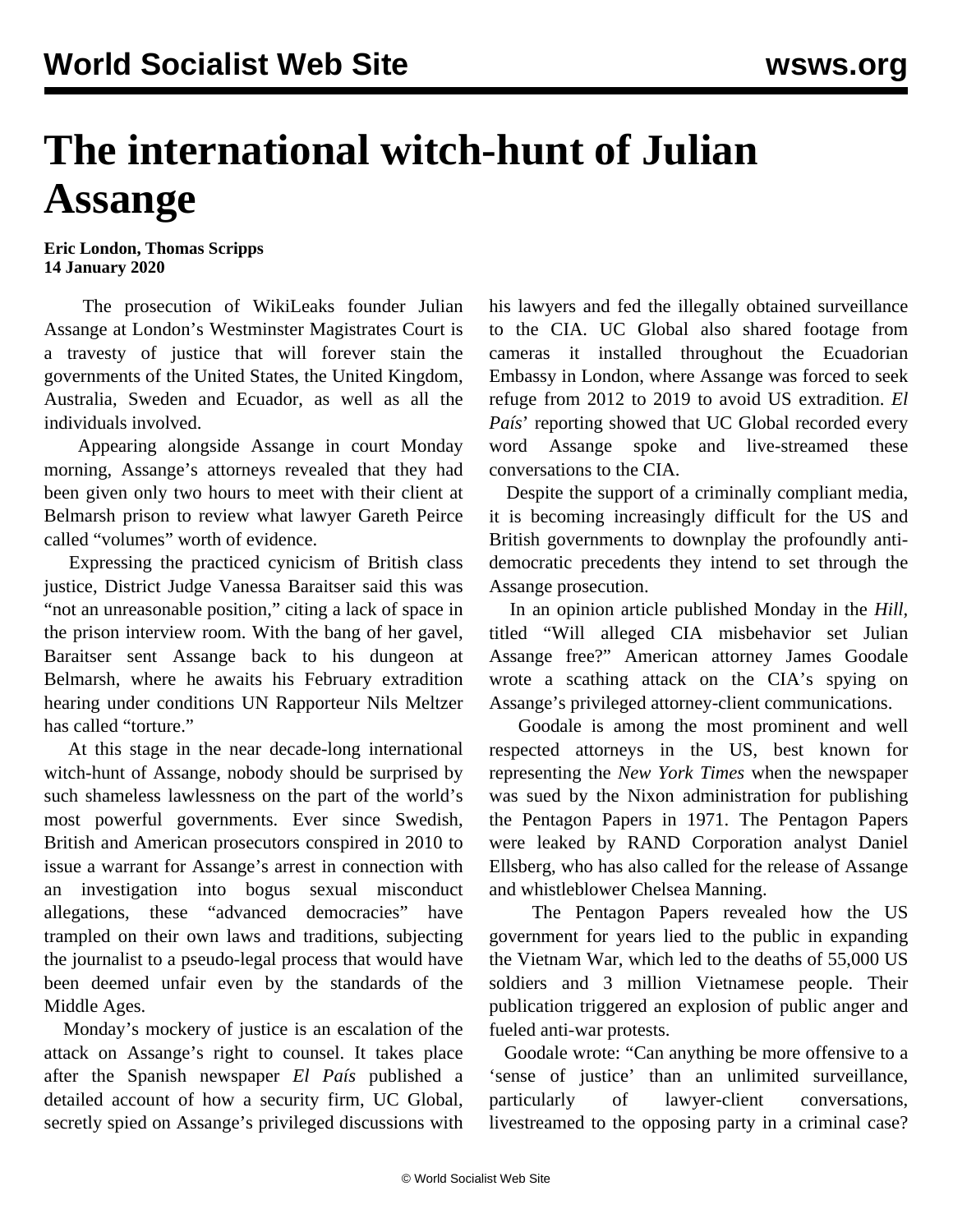# The international witch-hunt of Julian Assange

**Eric London, Thomas Scripps**
**14 January 2020**

The prosecution of WikiLeaks founder Julian Assange at London's Westminster Magistrates Court is a travesty of justice that will forever stain the governments of the United States, the United Kingdom, Australia, Sweden and Ecuador, as well as all the individuals involved.

Appearing alongside Assange in court Monday morning, Assange's attorneys revealed that they had been given only two hours to meet with their client at Belmarsh prison to review what lawyer Gareth Peirce called "volumes" worth of evidence.

Expressing the practiced cynicism of British class justice, District Judge Vanessa Baraitser said this was "not an unreasonable position," citing a lack of space in the prison interview room. With the bang of her gavel, Baraitser sent Assange back to his dungeon at Belmarsh, where he awaits his February extradition hearing under conditions UN Rapporteur Nils Meltzer has called "torture."

At this stage in the near decade-long international witch-hunt of Assange, nobody should be surprised by such shameless lawlessness on the part of the world's most powerful governments. Ever since Swedish, British and American prosecutors conspired in 2010 to issue a warrant for Assange's arrest in connection with an investigation into bogus sexual misconduct allegations, these "advanced democracies" have trampled on their own laws and traditions, subjecting the journalist to a pseudo-legal process that would have been deemed unfair even by the standards of the Middle Ages.

Monday's mockery of justice is an escalation of the attack on Assange's right to counsel. It takes place after the Spanish newspaper *El País* published a detailed account of how a security firm, UC Global, secretly spied on Assange's privileged discussions with his lawyers and fed the illegally obtained surveillance to the CIA. UC Global also shared footage from cameras it installed throughout the Ecuadorian Embassy in London, where Assange was forced to seek refuge from 2012 to 2019 to avoid US extradition. *El País*' reporting showed that UC Global recorded every word Assange spoke and live-streamed these conversations to the CIA.

Despite the support of a criminally compliant media, it is becoming increasingly difficult for the US and British governments to downplay the profoundly anti-democratic precedents they intend to set through the Assange prosecution.

In an opinion article published Monday in the *Hill*, titled "Will alleged CIA misbehavior set Julian Assange free?" American attorney James Goodale wrote a scathing attack on the CIA's spying on Assange's privileged attorney-client communications.

Goodale is among the most prominent and well respected attorneys in the US, best known for representing the *New York Times* when the newspaper was sued by the Nixon administration for publishing the Pentagon Papers in 1971. The Pentagon Papers were leaked by RAND Corporation analyst Daniel Ellsberg, who has also called for the release of Assange and whistleblower Chelsea Manning.

The Pentagon Papers revealed how the US government for years lied to the public in expanding the Vietnam War, which led to the deaths of 55,000 US soldiers and 3 million Vietnamese people. Their publication triggered an explosion of public anger and fueled anti-war protests.

Goodale wrote: "Can anything be more offensive to a 'sense of justice' than an unlimited surveillance, particularly of lawyer-client conversations, livestreamed to the opposing party in a criminal case?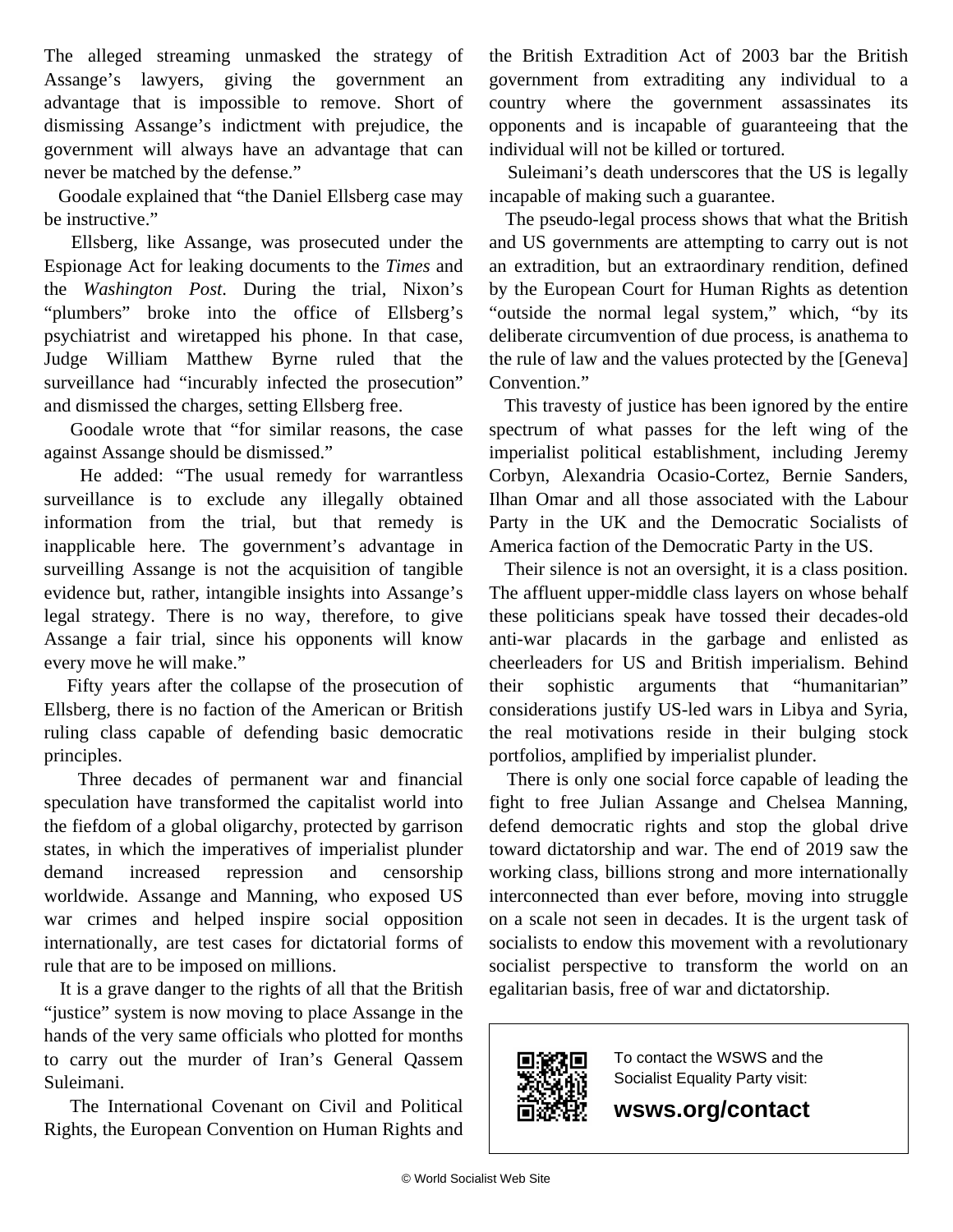The alleged streaming unmasked the strategy of Assange's lawyers, giving the government an advantage that is impossible to remove. Short of dismissing Assange's indictment with prejudice, the government will always have an advantage that can never be matched by the defense."

Goodale explained that "the Daniel Ellsberg case may be instructive."

Ellsberg, like Assange, was prosecuted under the Espionage Act for leaking documents to the *Times* and the *Washington Post*. During the trial, Nixon's "plumbers" broke into the office of Ellsberg's psychiatrist and wiretapped his phone. In that case, Judge William Matthew Byrne ruled that the surveillance had "incurably infected the prosecution" and dismissed the charges, setting Ellsberg free.

Goodale wrote that "for similar reasons, the case against Assange should be dismissed."

He added: "The usual remedy for warrantless surveillance is to exclude any illegally obtained information from the trial, but that remedy is inapplicable here. The government's advantage in surveilling Assange is not the acquisition of tangible evidence but, rather, intangible insights into Assange's legal strategy. There is no way, therefore, to give Assange a fair trial, since his opponents will know every move he will make."

Fifty years after the collapse of the prosecution of Ellsberg, there is no faction of the American or British ruling class capable of defending basic democratic principles.

Three decades of permanent war and financial speculation have transformed the capitalist world into the fiefdom of a global oligarchy, protected by garrison states, in which the imperatives of imperialist plunder demand increased repression and censorship worldwide. Assange and Manning, who exposed US war crimes and helped inspire social opposition internationally, are test cases for dictatorial forms of rule that are to be imposed on millions.

It is a grave danger to the rights of all that the British "justice" system is now moving to place Assange in the hands of the very same officials who plotted for months to carry out the murder of Iran's General Qassem Suleimani.

The International Covenant on Civil and Political Rights, the European Convention on Human Rights and the British Extradition Act of 2003 bar the British government from extraditing any individual to a country where the government assassinates its opponents and is incapable of guaranteeing that the individual will not be killed or tortured.

Suleimani's death underscores that the US is legally incapable of making such a guarantee.

The pseudo-legal process shows that what the British and US governments are attempting to carry out is not an extradition, but an extraordinary rendition, defined by the European Court for Human Rights as detention "outside the normal legal system," which, "by its deliberate circumvention of due process, is anathema to the rule of law and the values protected by the [Geneva] Convention."

This travesty of justice has been ignored by the entire spectrum of what passes for the left wing of the imperialist political establishment, including Jeremy Corbyn, Alexandria Ocasio-Cortez, Bernie Sanders, Ilhan Omar and all those associated with the Labour Party in the UK and the Democratic Socialists of America faction of the Democratic Party in the US.

Their silence is not an oversight, it is a class position. The affluent upper-middle class layers on whose behalf these politicians speak have tossed their decades-old anti-war placards in the garbage and enlisted as cheerleaders for US and British imperialism. Behind their sophistic arguments that "humanitarian" considerations justify US-led wars in Libya and Syria, the real motivations reside in their bulging stock portfolios, amplified by imperialist plunder.

There is only one social force capable of leading the fight to free Julian Assange and Chelsea Manning, defend democratic rights and stop the global drive toward dictatorship and war. The end of 2019 saw the working class, billions strong and more internationally interconnected than ever before, moving into struggle on a scale not seen in decades. It is the urgent task of socialists to endow this movement with a revolutionary socialist perspective to transform the world on an egalitarian basis, free of war and dictatorship.

To contact the WSWS and the Socialist Equality Party visit:

**wsws.org/contact**